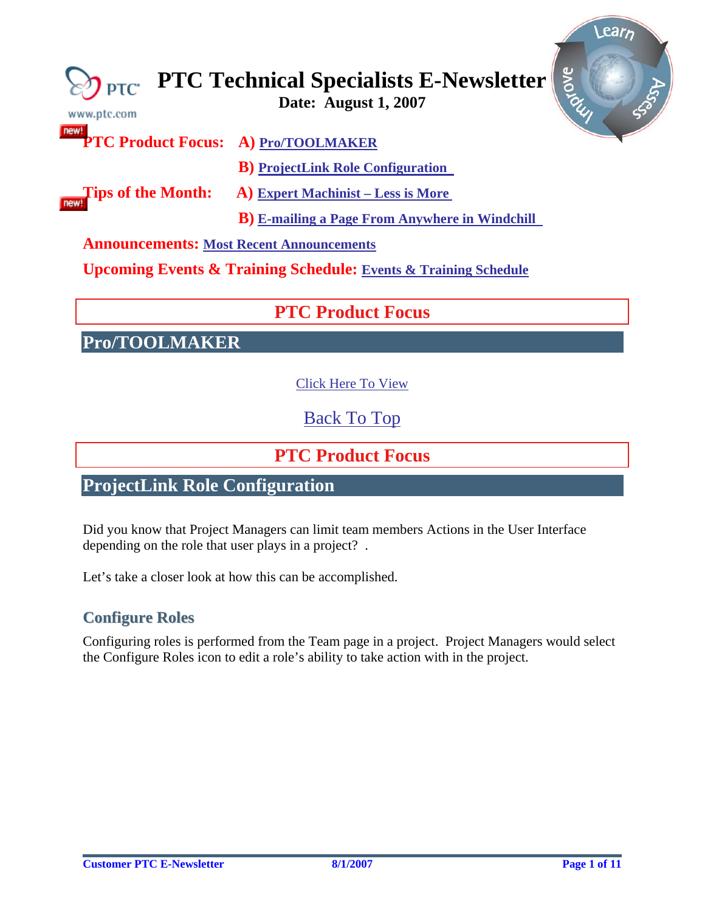# PTC Technical Specialists E-Newsletter

**Date: August 1, 2007**

**PTC Product Focus:** **A)** **Pro/TOOLMAKER**

**B)** **ProjectLink Role Configuration**

**Tips of the Month:** **A)** **Expert Machinist – Less is More**

**B)** **E-mailing a Page From Anywhere in Windchill**

**Announcements:** **Most Recent Announcements**

**Upcoming Events & Training Schedule:** **Events & Training Schedule**

## PTC Product Focus

## Pro/TOOLMAKER

Click Here To View

Back To Top

## PTC Product Focus

## ProjectLink Role Configuration

Did you know that Project Managers can limit team members Actions in the User Interface depending on the role that user plays in a project? .

Let's take a closer look at how this can be accomplished.

### Configure Roles

Configuring roles is performed from the Team page in a project. Project Managers would select the Configure Roles icon to edit a role's ability to take action with in the project.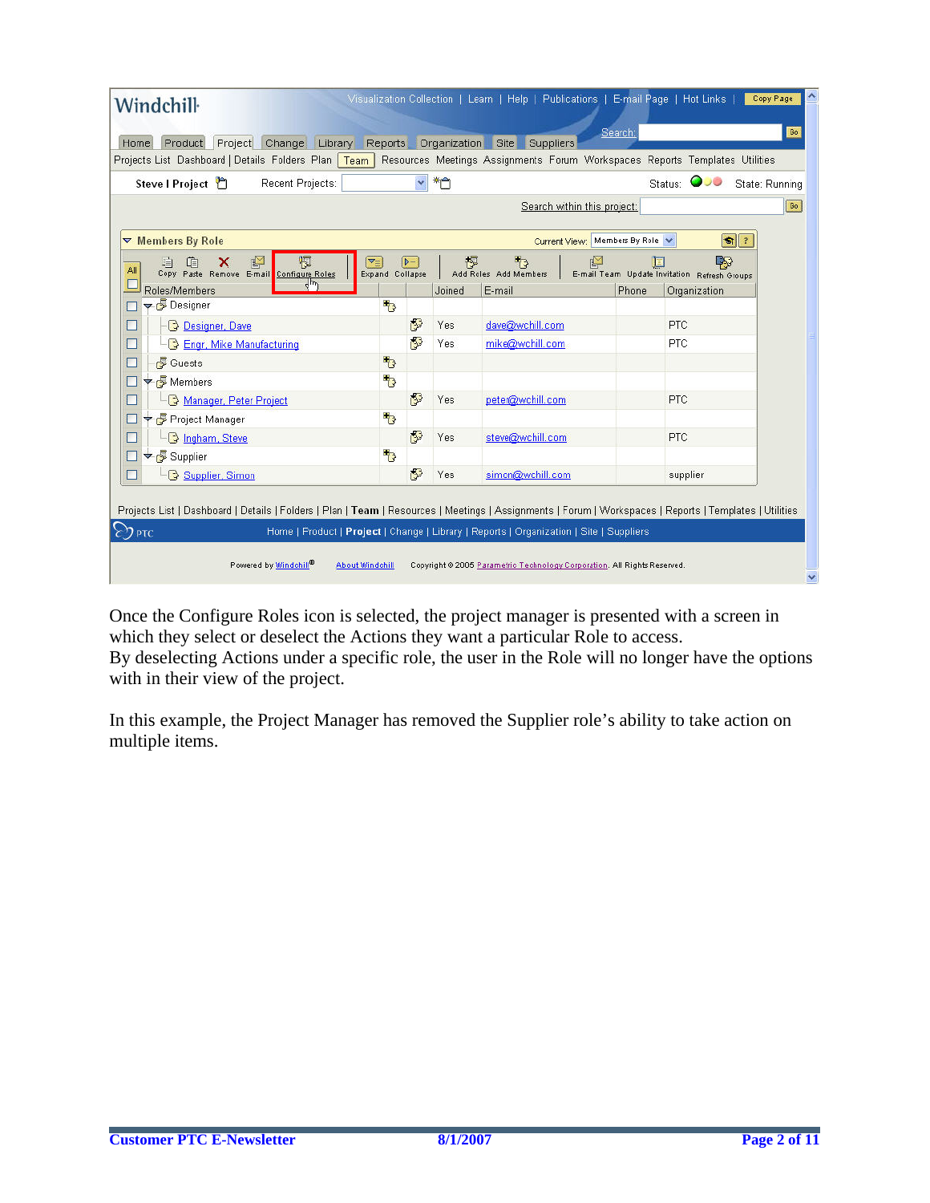Once the Configure Roles icon is selected, the project manager is presented with a screen in which they select or deselect the Actions they want a particular Role to access.
By deselecting Actions under a specific role, the user in the Role will no longer have the options with in their view of the project.

In this example, the Project Manager has removed the Supplier role's ability to take action on multiple items.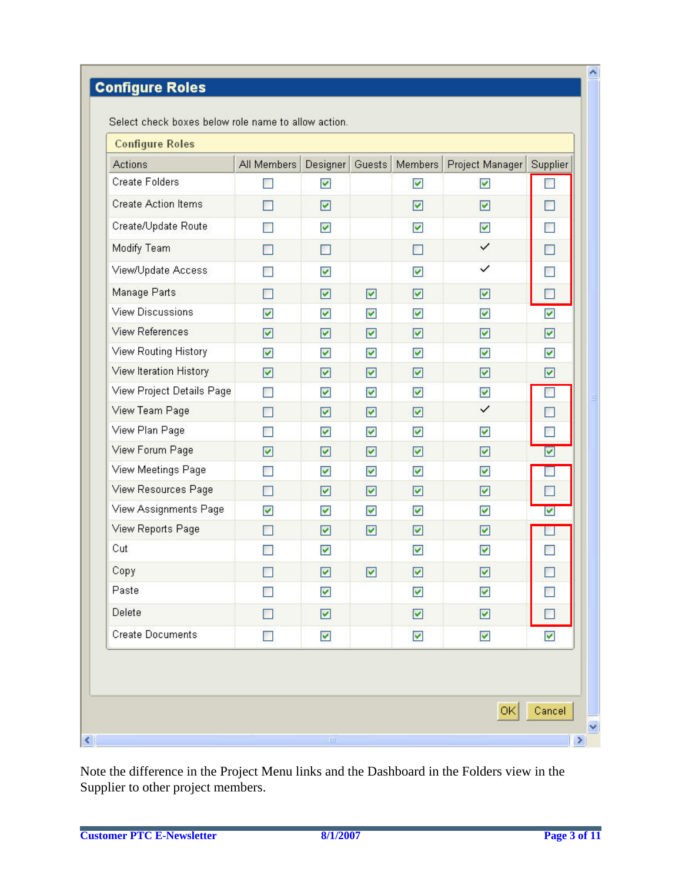## Configure Roles

Select check boxes below role name to allow action.

**Configure Roles**

| Actions | All Members | Designer | Guests | Members | Project Manager | Supplier |
|---|---|---|---|---|---|---|
| Create Folders | ☐ | ☑ | | ☑ | ☑ | ☐ |
| Create Action Items | ☐ | ☑ | | ☑ | ☑ | ☐ |
| Create/Update Route | ☐ | ☑ | | ☑ | ☑ | ☐ |
| Modify Team | ☐ | ☐ | | ☐ | ✓ | ☐ |
| View/Update Access | ☐ | ☑ | | ☑ | ✓ | ☐ |
| Manage Parts | ☐ | ☑ | ☑ | ☑ | ☑ | ☐ |
| View Discussions | ☑ | ☑ | ☑ | ☑ | ☑ | ☑ |
| View References | ☑ | ☑ | ☑ | ☑ | ☑ | ☑ |
| View Routing History | ☑ | ☑ | ☑ | ☑ | ☑ | ☑ |
| View Iteration History | ☑ | ☑ | ☑ | ☑ | ☑ | ☑ |
| View Project Details Page | ☐ | ☑ | ☑ | ☑ | ☑ | ☐ |
| View Team Page | ☐ | ☑ | ☑ | ☑ | ✓ | ☐ |
| View Plan Page | ☐ | ☑ | ☑ | ☑ | ☑ | ☐ |
| View Forum Page | ☑ | ☑ | ☑ | ☑ | ☑ | ☑ |
| View Meetings Page | ☐ | ☑ | ☑ | ☑ | ☑ | ☐ |
| View Resources Page | ☐ | ☑ | ☑ | ☑ | ☑ | ☐ |
| View Assignments Page | ☑ | ☑ | ☑ | ☑ | ☑ | ☑ |
| View Reports Page | ☐ | ☑ | ☑ | ☑ | ☑ | ☐ |
| Cut | ☐ | ☑ | | ☑ | ☑ | ☐ |
| Copy | ☐ | ☑ | ☑ | ☑ | ☑ | ☐ |
| Paste | ☐ | ☑ | | ☑ | ☑ | ☐ |
| Delete | ☐ | ☑ | | ☑ | ☑ | ☐ |
| Create Documents | ☐ | ☑ | | ☑ | ☑ | ☑ |

OK Cancel

Note the difference in the Project Menu links and the Dashboard in the Folders view in the Supplier to other project members.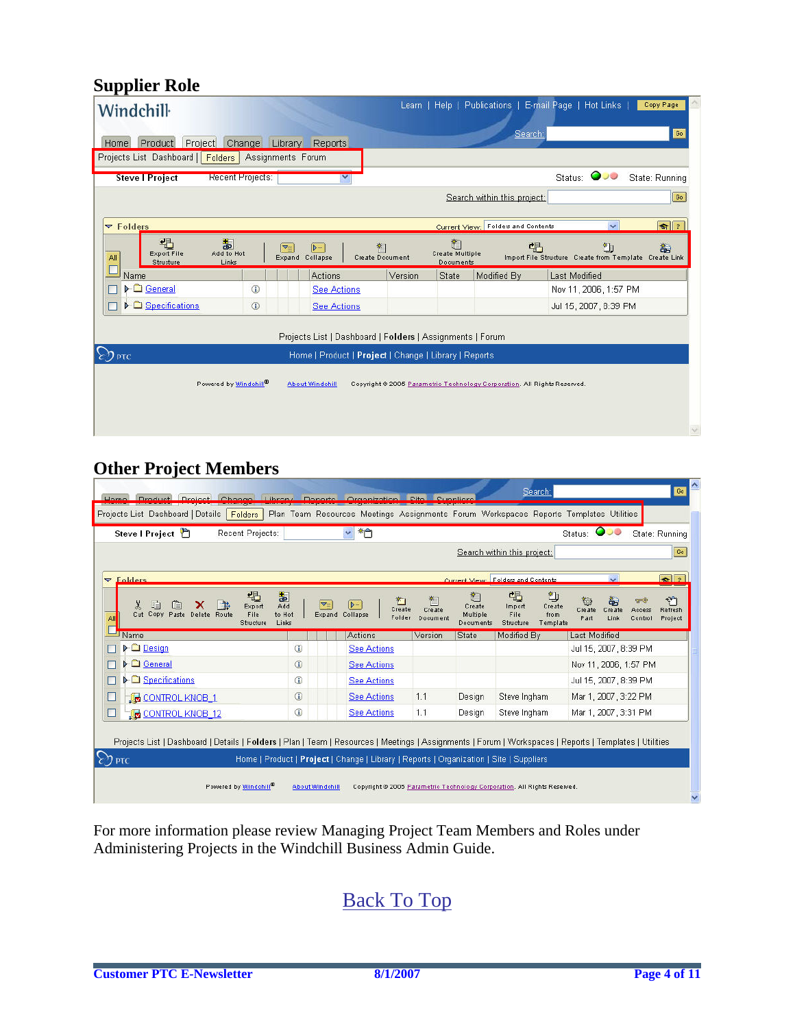## Supplier Role

## Other Project Members

For more information please review Managing Project Team Members and Roles under Administering Projects in the Windchill Business Admin Guide.

Back To Top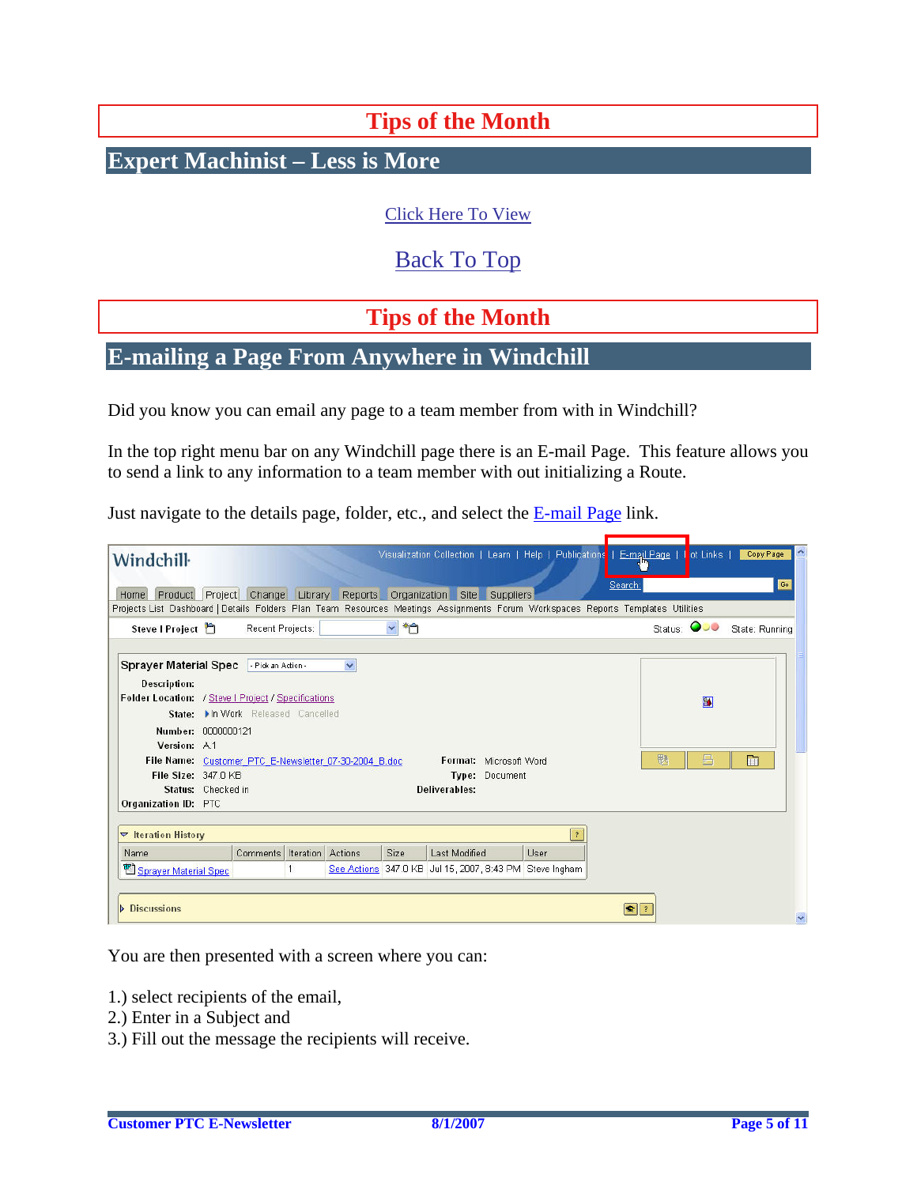# Tips of the Month

## Expert Machinist – Less is More

Click Here To View

Back To Top

# Tips of the Month

## E-mailing a Page From Anywhere in Windchill

Did you know you can email any page to a team member from with in Windchill?

In the top right menu bar on any Windchill page there is an E-mail Page. This feature allows you to send a link to any information to a team member with out initializing a Route.

Just navigate to the details page, folder, etc., and select the E-mail Page link.

You are then presented with a screen where you can:

1.) select recipients of the email,
2.) Enter in a Subject and
3.) Fill out the message the recipients will receive.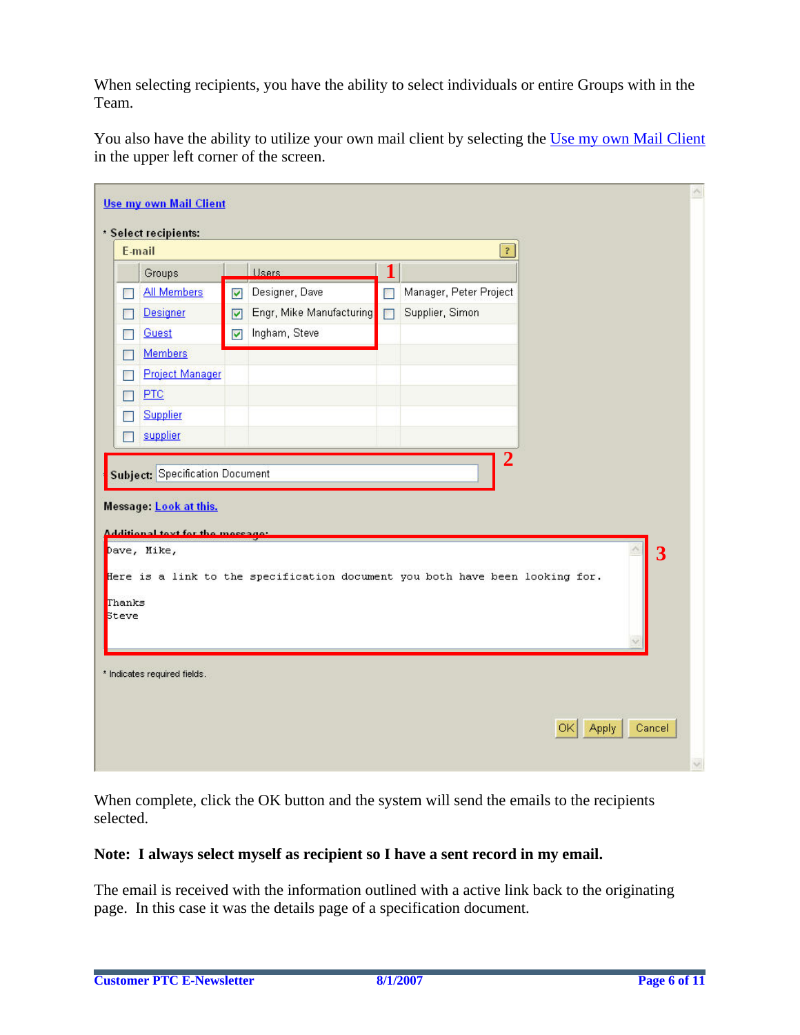When selecting recipients, you have the ability to select individuals or entire Groups with in the Team.

You also have the ability to utilize your own mail client by selecting the Use my own Mail Client in the upper left corner of the screen.

When complete, click the OK button and the system will send the emails to the recipients selected.

**Note: I always select myself as recipient so I have a sent record in my email.**

The email is received with the information outlined with a active link back to the originating page. In this case it was the details page of a specification document.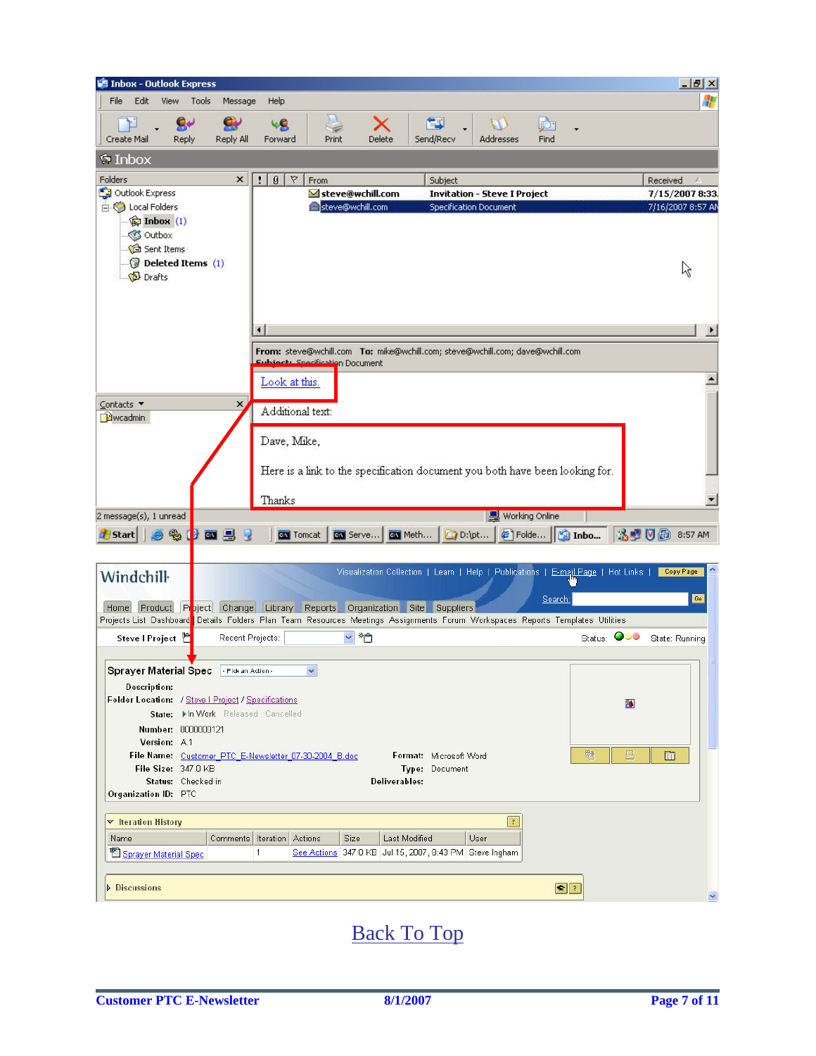Inbox - Outlook Express

File Edit View Tools Message Help

Create Mail Reply Reply All Forward Print Delete Send/Recv Addresses Find

Inbox

| From | Subject | Received |
|---|---|---|
| steve@wchill.com | Invitation - Steve I Project | 7/15/2007 8:33 |
| steve@wchill.com | Specification Document | 7/16/2007 8:57 AM |

From: steve@wchill.com To: mike@wchill.com; steve@wchill.com; dave@wchill.com
Subject: Specification Document

Look at this.

Additional text:

Dave, Mike,

Here is a link to the specification document you both have been looking for.

Thanks

Windchill

Visualization Collection | Learn | Help | Publications | E-mail Page | Hot Links | Copy Page

Home Product Project Change Library Reports Organization Site Suppliers

Projects List Dashboard Details Folders Plan Team Resources Meetings Assignments Forum Workspaces Reports Templates Utilities

Steve I Project Recent Projects: Status: State: Running

**Sprayer Material Spec** - Pick an Action -

Description:
Folder Location: / Steve I Project / Specifications
State: In Work Released Cancelled
Number: 0000000121
Version: A.1
File Name: Customer_PTC_E-Newsletter_07-30-2004_B.doc Format: Microsoft Word
File Size: 347.0 KB Type: Document
Status: Checked in Deliverables:
Organization ID: PTC

Iteration History

| Name | Comments | Iteration | Actions | Size | Last Modified | User |
|---|---|---|---|---|---|---|
| Sprayer Material Spec | | 1 | See Actions | 347.0 KB | Jul 15, 2007, 8:43 PM | Steve Ingham |

Discussions

Back To Top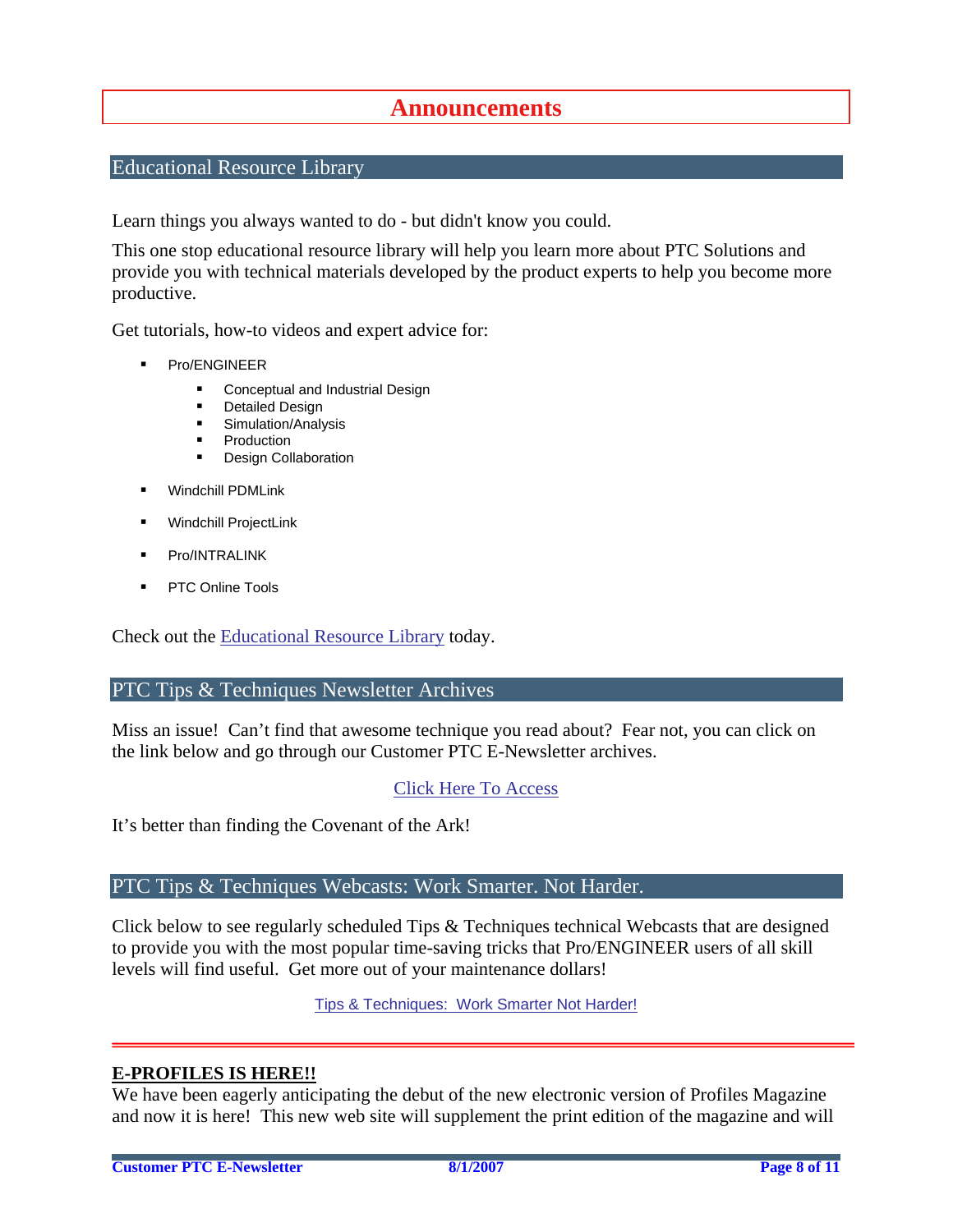# Announcements

## Educational Resource Library

Learn things you always wanted to do - but didn't know you could.

This one stop educational resource library will help you learn more about PTC Solutions and provide you with technical materials developed by the product experts to help you become more productive.

Get tutorials, how-to videos and expert advice for:

- Pro/ENGINEER
  - Conceptual and Industrial Design
  - Detailed Design
  - Simulation/Analysis
  - Production
  - Design Collaboration
- Windchill PDMLink
- Windchill ProjectLink
- Pro/INTRALINK
- PTC Online Tools

Check out the Educational Resource Library today.

## PTC Tips & Techniques Newsletter Archives

Miss an issue! Can't find that awesome technique you read about? Fear not, you can click on the link below and go through our Customer PTC E-Newsletter archives.

Click Here To Access

It's better than finding the Covenant of the Ark!

## PTC Tips & Techniques Webcasts: Work Smarter. Not Harder.

Click below to see regularly scheduled Tips & Techniques technical Webcasts that are designed to provide you with the most popular time-saving tricks that Pro/ENGINEER users of all skill levels will find useful. Get more out of your maintenance dollars!

Tips & Techniques: Work Smarter Not Harder!

---

**E-PROFILES IS HERE!!**

We have been eagerly anticipating the debut of the new electronic version of Profiles Magazine and now it is here! This new web site will supplement the print edition of the magazine and will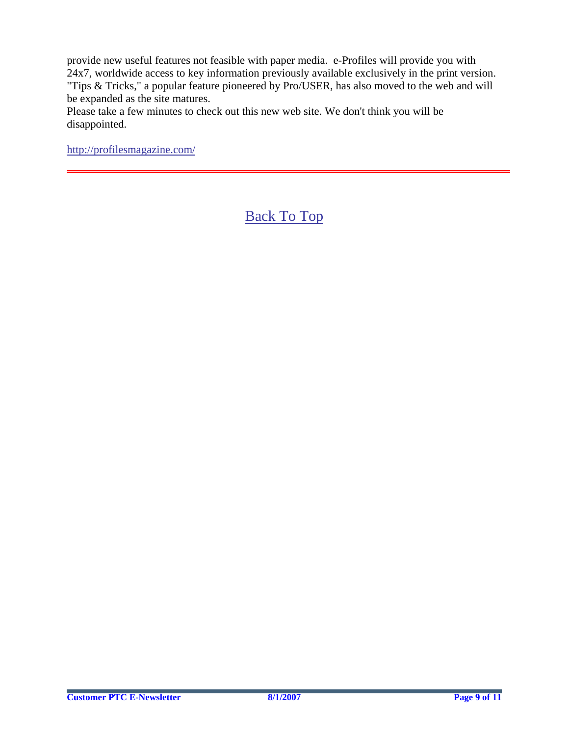provide new useful features not feasible with paper media. e-Profiles will provide you with 24x7, worldwide access to key information previously available exclusively in the print version. "Tips & Tricks," a popular feature pioneered by Pro/USER, has also moved to the web and will be expanded as the site matures.

Please take a few minutes to check out this new web site. We don't think you will be disappointed.

http://profilesmagazine.com/

---

Back To Top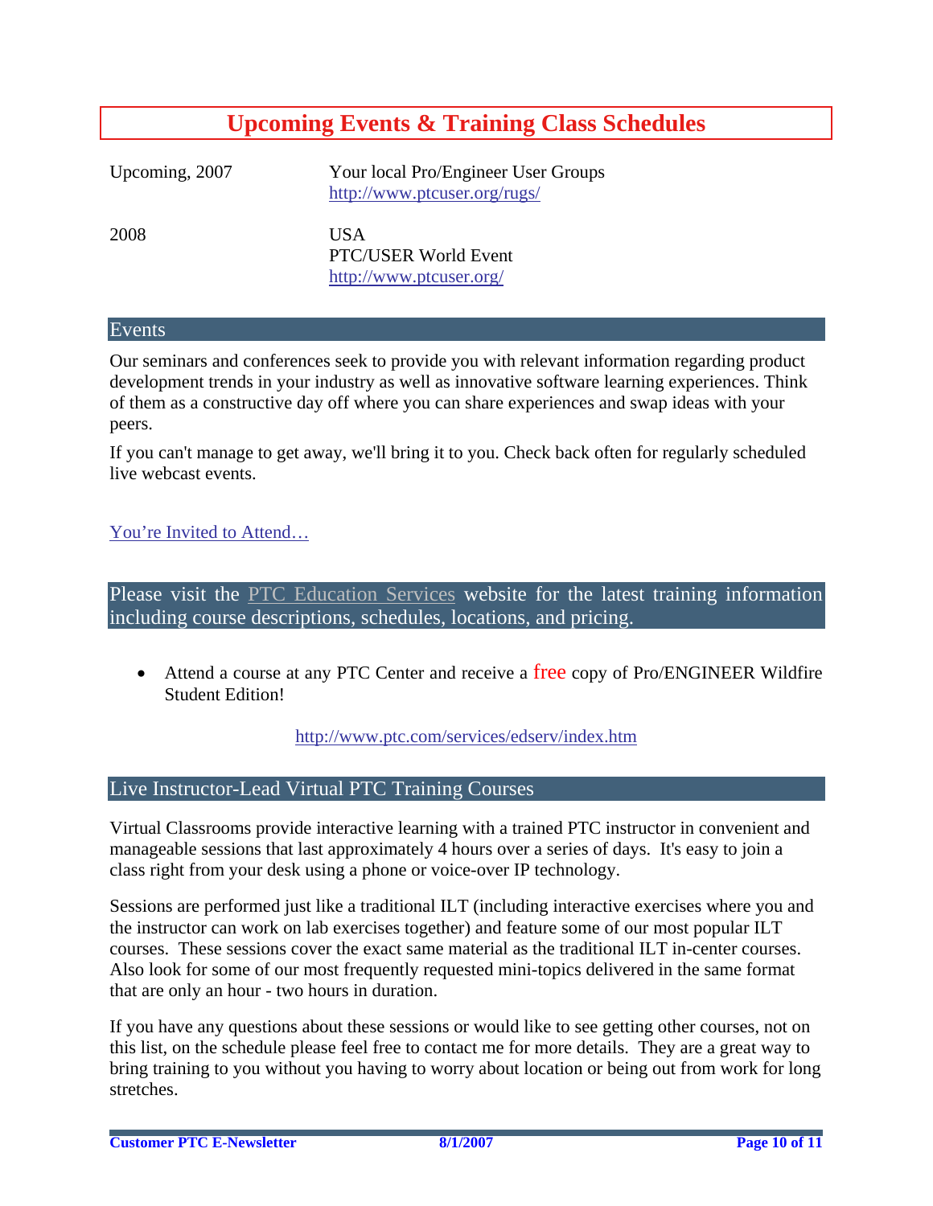# Upcoming Events & Training Class Schedules

| | |
|---|---|
| Upcoming, 2007 | Your local Pro/Engineer User Groups<br>http://www.ptcuser.org/rugs/ |
| 2008 | USA<br>PTC/USER World Event<br>http://www.ptcuser.org/ |

## Events

Our seminars and conferences seek to provide you with relevant information regarding product development trends in your industry as well as innovative software learning experiences. Think of them as a constructive day off where you can share experiences and swap ideas with your peers.

If you can't manage to get away, we'll bring it to you. Check back often for regularly scheduled live webcast events.

You're Invited to Attend…

## Please visit the PTC Education Services website for the latest training information including course descriptions, schedules, locations, and pricing.

- Attend a course at any PTC Center and receive a free copy of Pro/ENGINEER Wildfire Student Edition!

http://www.ptc.com/services/edserv/index.htm

## Live Instructor-Lead Virtual PTC Training Courses

Virtual Classrooms provide interactive learning with a trained PTC instructor in convenient and manageable sessions that last approximately 4 hours over a series of days. It's easy to join a class right from your desk using a phone or voice-over IP technology.

Sessions are performed just like a traditional ILT (including interactive exercises where you and the instructor can work on lab exercises together) and feature some of our most popular ILT courses. These sessions cover the exact same material as the traditional ILT in-center courses. Also look for some of our most frequently requested mini-topics delivered in the same format that are only an hour - two hours in duration.

If you have any questions about these sessions or would like to see getting other courses, not on this list, on the schedule please feel free to contact me for more details. They are a great way to bring training to you without you having to worry about location or being out from work for long stretches.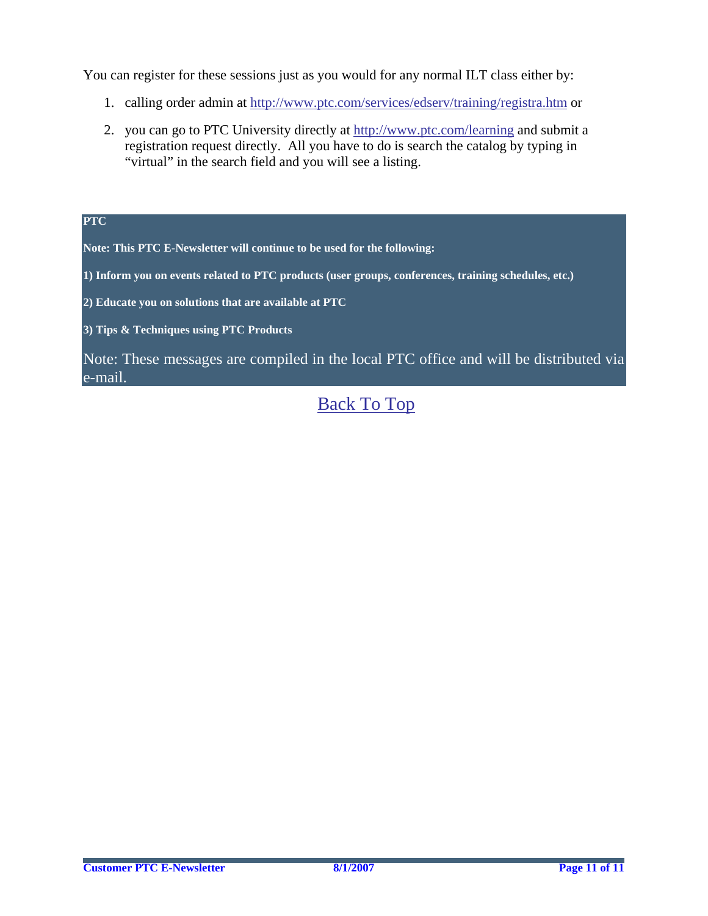You can register for these sessions just as you would for any normal ILT class either by:

1. calling order admin at [http://www.ptc.com/services/edserv/training/registra.htm](http://www.ptc.com/services/edserv/training/registra.htm) or

2. you can go to PTC University directly at [http://www.ptc.com/learning](http://www.ptc.com/learning) and submit a registration request directly. All you have to do is search the catalog by typing in "virtual" in the search field and you will see a listing.

**PTC**

**Note: This PTC E-Newsletter will continue to be used for the following:**

**1) Inform you on events related to PTC products (user groups, conferences, training schedules, etc.)**

**2) Educate you on solutions that are available at PTC**

**3) Tips & Techniques using PTC Products**

Note: These messages are compiled in the local PTC office and will be distributed via e-mail.

Back To Top